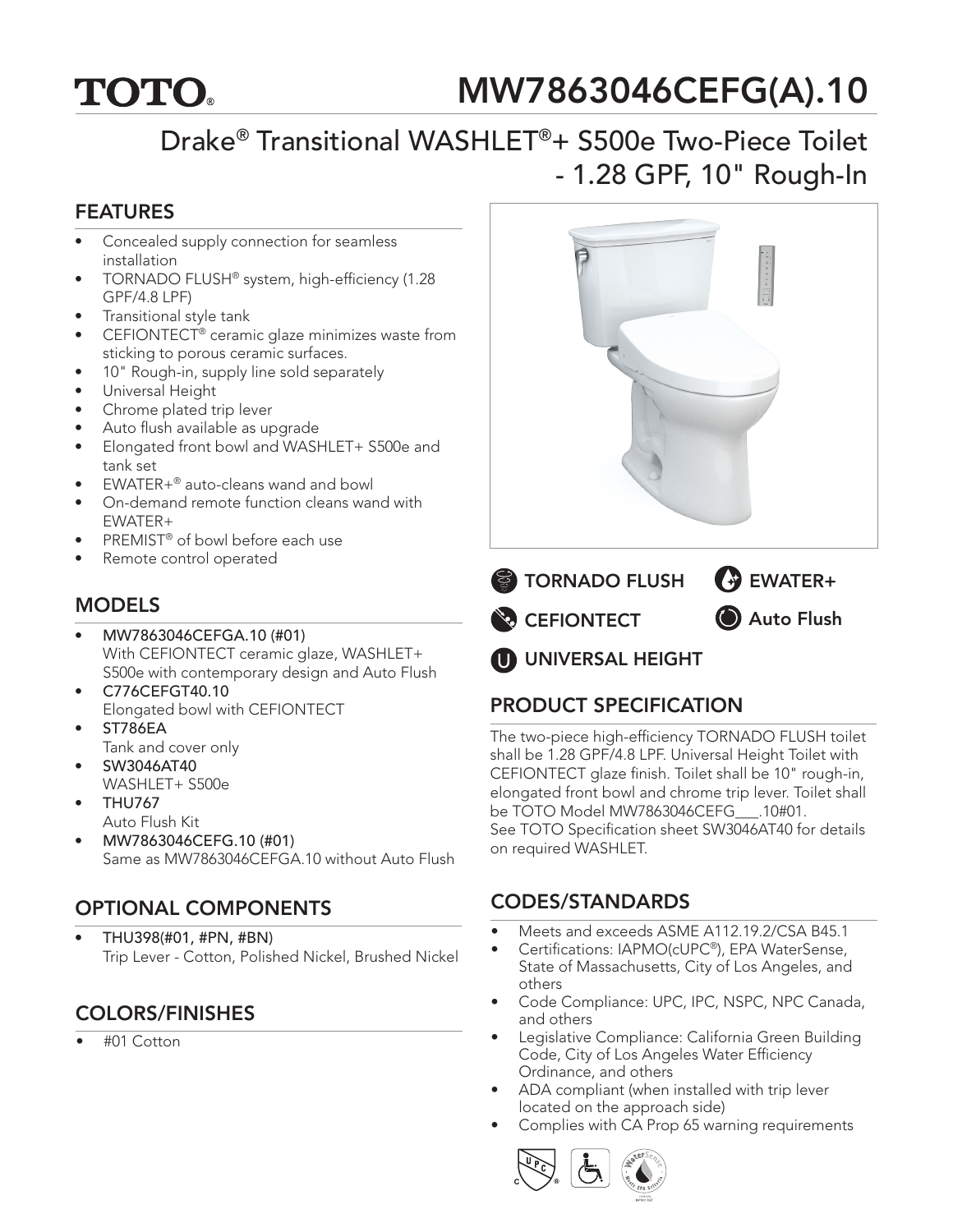**TOTO**®

# MW7863046CEFG(A).10

## Drake® Transitional WASHLET®+ S500e Two-Piece Toilet - 1.28 GPF, 10" Rough-In

## FEATURES

- Concealed supply connection for seamless installation
- TORNADO FLUSH® system, high-efficiency (1.28 GPF/4.8 LPF)
- Transitional style tank
- CEFIONTECT® ceramic glaze minimizes waste from sticking to porous ceramic surfaces.
- 10" Rough-in, supply line sold separately
- Universal Height
- Chrome plated trip lever
- Auto flush available as upgrade
- Elongated front bowl and WASHLET+ S500e and tank set
- EWATER+® auto-cleans wand and bowl
- On-demand remote function cleans wand with EWATER+
- PREMIST® of bowl before each use
- Remote control operated

TORNADO FLUSH
EWATER+
CEFIONTECT
Auto Flush
UNIVERSAL HEIGHT

## MODELS

- **MW7863046CEFGA.10 (#01)**
  With CEFIONTECT ceramic glaze, WASHLET+ S500e with contemporary design and Auto Flush
- **C776CEFGT40.10**
  Elongated bowl with CEFIONTECT
- **ST786EA**
  Tank and cover only
- **SW3046AT40**
  WASHLET+ S500e
- **THU767**
  Auto Flush Kit
- **MW7863046CEFG.10 (#01)**
  Same as MW7863046CEFGA.10 without Auto Flush

## OPTIONAL COMPONENTS

- **THU398(#01, #PN, #BN)**
  Trip Lever - Cotton, Polished Nickel, Brushed Nickel

## COLORS/FINISHES

- #01 Cotton

## PRODUCT SPECIFICATION

The two-piece high-efficiency TORNADO FLUSH toilet shall be 1.28 GPF/4.8 LPF. Universal Height Toilet with CEFIONTECT glaze finish. Toilet shall be 10" rough-in, elongated front bowl and chrome trip lever. Toilet shall be TOTO Model MW7863046CEFG___.10#01.
See TOTO Specification sheet SW3046AT40 for details on required WASHLET.

## CODES/STANDARDS

- Meets and exceeds ASME A112.19.2/CSA B45.1
- Certifications: IAPMO(cUPC®), EPA WaterSense, State of Massachusetts, City of Los Angeles, and others
- Code Compliance: UPC, IPC, NSPC, NPC Canada, and others
- Legislative Compliance: California Green Building Code, City of Los Angeles Water Efficiency Ordinance, and others
- ADA compliant (when installed with trip lever located on the approach side)
- Complies with CA Prop 65 warning requirements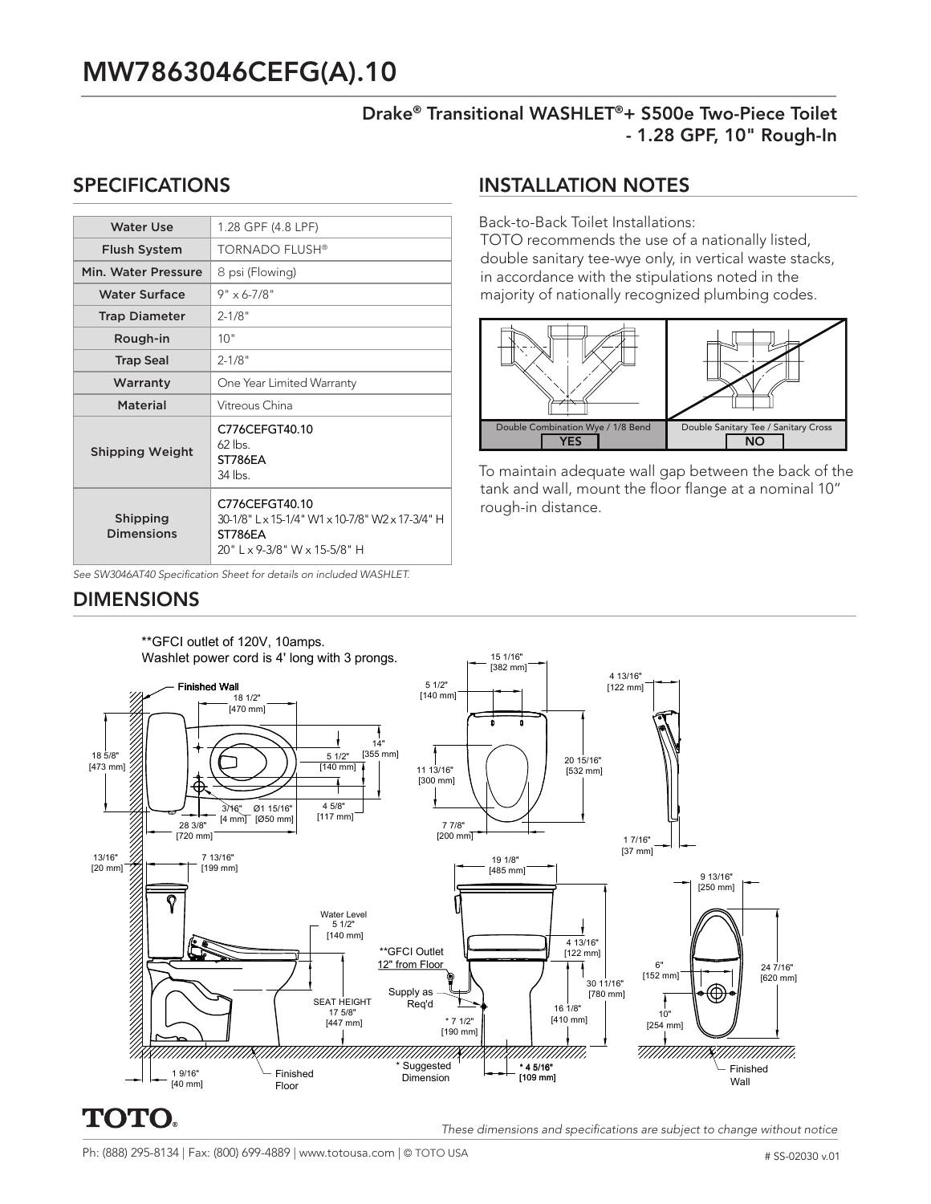# MW7863046CEFG(A).10

**Drake® Transitional WASHLET®+ S500e Two-Piece Toilet - 1.28 GPF, 10" Rough-In**

## SPECIFICATIONS

| | |
|---|---|
| **Water Use** | 1.28 GPF (4.8 LPF) |
| **Flush System** | TORNADO FLUSH® |
| **Min. Water Pressure** | 8 psi (Flowing) |
| **Water Surface** | 9" x 6-7/8" |
| **Trap Diameter** | 2-1/8" |
| **Rough-in** | 10" |
| **Trap Seal** | 2-1/8" |
| **Warranty** | One Year Limited Warranty |
| **Material** | Vitreous China |
| **Shipping Weight** | C776CEFGT40.10<br>62 lbs.<br>ST786EA<br>34 lbs. |
| **Shipping Dimensions** | C776CEFGT40.10<br>30-1/8" L x 15-1/4" W1 x 10-7/8" W2 x 17-3/4" H<br>ST786EA<br>20" L x 9-3/8" W x 15-5/8" H |

*See SW3046AT40 Specification Sheet for details on included WASHLET.*

## INSTALLATION NOTES

Back-to-Back Toilet Installations:
TOTO recommends the use of a nationally listed, double sanitary tee-wye only, in vertical waste stacks, in accordance with the stipulations noted in the majority of nationally recognized plumbing codes.

Double Combination Wye / 1/8 Bend
YES

Double Sanitary Tee / Sanitary Cross
NO

To maintain adequate wall gap between the back of the tank and wall, mount the floor flange at a nominal 10" rough-in distance.

## DIMENSIONS

**GFCI outlet of 120V, 10amps.
Washlet power cord is 4' long with 3 prongs.

Finished Wall
18 1/2" [470 mm]
14" [355 mm]
18 5/8" [473 mm]
5 1/2" [140 mm]
3/16" [4 mm]
Ø1 15/16" [Ø50 mm]
4 5/8" [117 mm]
28 3/8" [720 mm]
15 1/16" [382 mm]
5 1/2" [140 mm]
11 13/16" [300 mm]
20 15/16" [532 mm]
7 7/8" [200 mm]
4 13/16" [122 mm]
1 7/16" [37 mm]
13/16" [20 mm]
7 13/16" [199 mm]
Water Level 5 1/2" [140 mm]
SEAT HEIGHT 17 5/8" [447 mm]
19 1/8" [485 mm]
**GFCI Outlet 12" from Floor
4 13/16" [122 mm]
Supply as Req'd
30 11/16" [780 mm]
16 1/8" [410 mm]
* 7 1/2" [190 mm]
* Suggested Dimension
* 4 5/16" [109 mm]
9 13/16" [250 mm]
6" [152 mm]
24 7/16" [620 mm]
10" [254 mm]
1 9/16" [40 mm]
Finished Floor
Finished Wall

TOTO®

*These dimensions and specifications are subject to change without notice*

Ph: (888) 295-8134 | Fax: (800) 699-4889 | www.totousa.com | © TOTO USA

# SS-02030 v.01